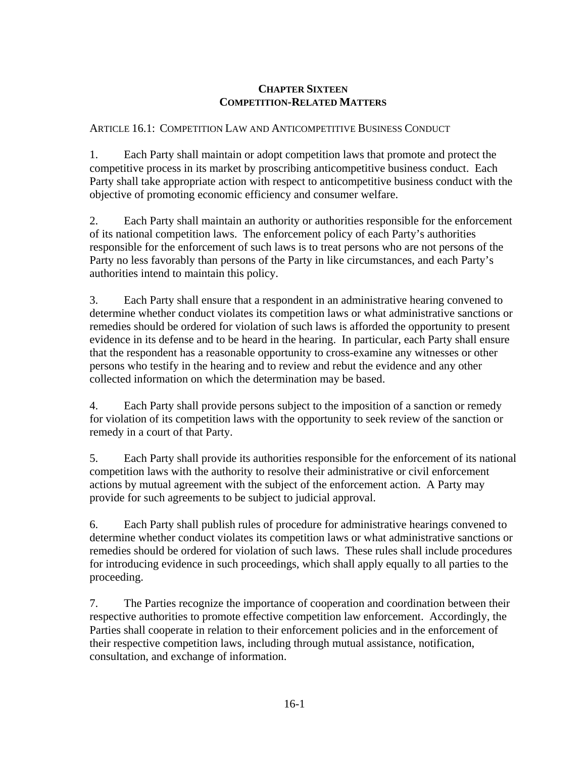# CHAPTER SIXTEEN
# COMPETITION-RELATED MATTERS

## ARTICLE 16.1: COMPETITION LAW AND ANTICOMPETITIVE BUSINESS CONDUCT

1. Each Party shall maintain or adopt competition laws that promote and protect the competitive process in its market by proscribing anticompetitive business conduct. Each Party shall take appropriate action with respect to anticompetitive business conduct with the objective of promoting economic efficiency and consumer welfare.

2. Each Party shall maintain an authority or authorities responsible for the enforcement of its national competition laws. The enforcement policy of each Party's authorities responsible for the enforcement of such laws is to treat persons who are not persons of the Party no less favorably than persons of the Party in like circumstances, and each Party's authorities intend to maintain this policy.

3. Each Party shall ensure that a respondent in an administrative hearing convened to determine whether conduct violates its competition laws or what administrative sanctions or remedies should be ordered for violation of such laws is afforded the opportunity to present evidence in its defense and to be heard in the hearing. In particular, each Party shall ensure that the respondent has a reasonable opportunity to cross-examine any witnesses or other persons who testify in the hearing and to review and rebut the evidence and any other collected information on which the determination may be based.

4. Each Party shall provide persons subject to the imposition of a sanction or remedy for violation of its competition laws with the opportunity to seek review of the sanction or remedy in a court of that Party.

5. Each Party shall provide its authorities responsible for the enforcement of its national competition laws with the authority to resolve their administrative or civil enforcement actions by mutual agreement with the subject of the enforcement action. A Party may provide for such agreements to be subject to judicial approval.

6. Each Party shall publish rules of procedure for administrative hearings convened to determine whether conduct violates its competition laws or what administrative sanctions or remedies should be ordered for violation of such laws. These rules shall include procedures for introducing evidence in such proceedings, which shall apply equally to all parties to the proceeding.

7. The Parties recognize the importance of cooperation and coordination between their respective authorities to promote effective competition law enforcement. Accordingly, the Parties shall cooperate in relation to their enforcement policies and in the enforcement of their respective competition laws, including through mutual assistance, notification, consultation, and exchange of information.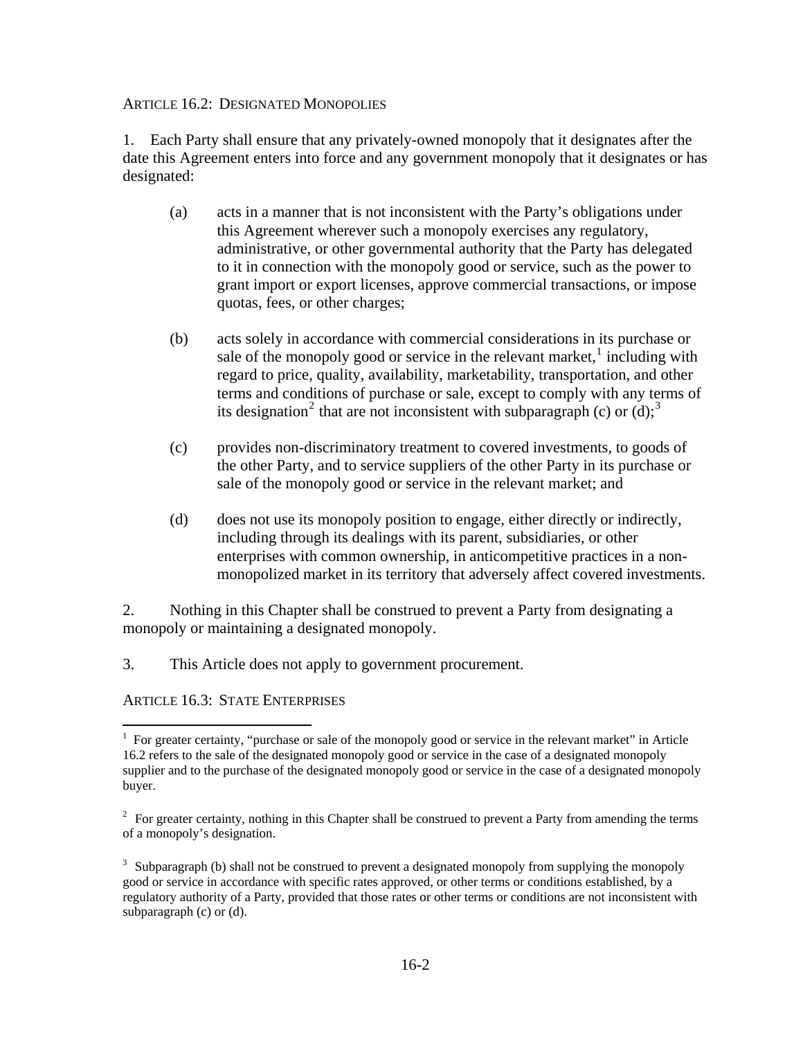## ARTICLE 16.2: DESIGNATED MONOPOLIES

1. Each Party shall ensure that any privately-owned monopoly that it designates after the date this Agreement enters into force and any government monopoly that it designates or has designated:

   (a) acts in a manner that is not inconsistent with the Party's obligations under this Agreement wherever such a monopoly exercises any regulatory, administrative, or other governmental authority that the Party has delegated to it in connection with the monopoly good or service, such as the power to grant import or export licenses, approve commercial transactions, or impose quotas, fees, or other charges;

   (b) acts solely in accordance with commercial considerations in its purchase or sale of the monopoly good or service in the relevant market,[1] including with regard to price, quality, availability, marketability, transportation, and other terms and conditions of purchase or sale, except to comply with any terms of its designation[2] that are not inconsistent with subparagraph (c) or (d);[3]

   (c) provides non-discriminatory treatment to covered investments, to goods of the other Party, and to service suppliers of the other Party in its purchase or sale of the monopoly good or service in the relevant market; and

   (d) does not use its monopoly position to engage, either directly or indirectly, including through its dealings with its parent, subsidiaries, or other enterprises with common ownership, in anticompetitive practices in a non-monopolized market in its territory that adversely affect covered investments.

2. Nothing in this Chapter shall be construed to prevent a Party from designating a monopoly or maintaining a designated monopoly.

3. This Article does not apply to government procurement.

## ARTICLE 16.3: STATE ENTERPRISES

---

[1] For greater certainty, "purchase or sale of the monopoly good or service in the relevant market" in Article 16.2 refers to the sale of the designated monopoly good or service in the case of a designated monopoly supplier and to the purchase of the designated monopoly good or service in the case of a designated monopoly buyer.

[2] For greater certainty, nothing in this Chapter shall be construed to prevent a Party from amending the terms of a monopoly's designation.

[3] Subparagraph (b) shall not be construed to prevent a designated monopoly from supplying the monopoly good or service in accordance with specific rates approved, or other terms or conditions established, by a regulatory authority of a Party, provided that those rates or other terms or conditions are not inconsistent with subparagraph (c) or (d).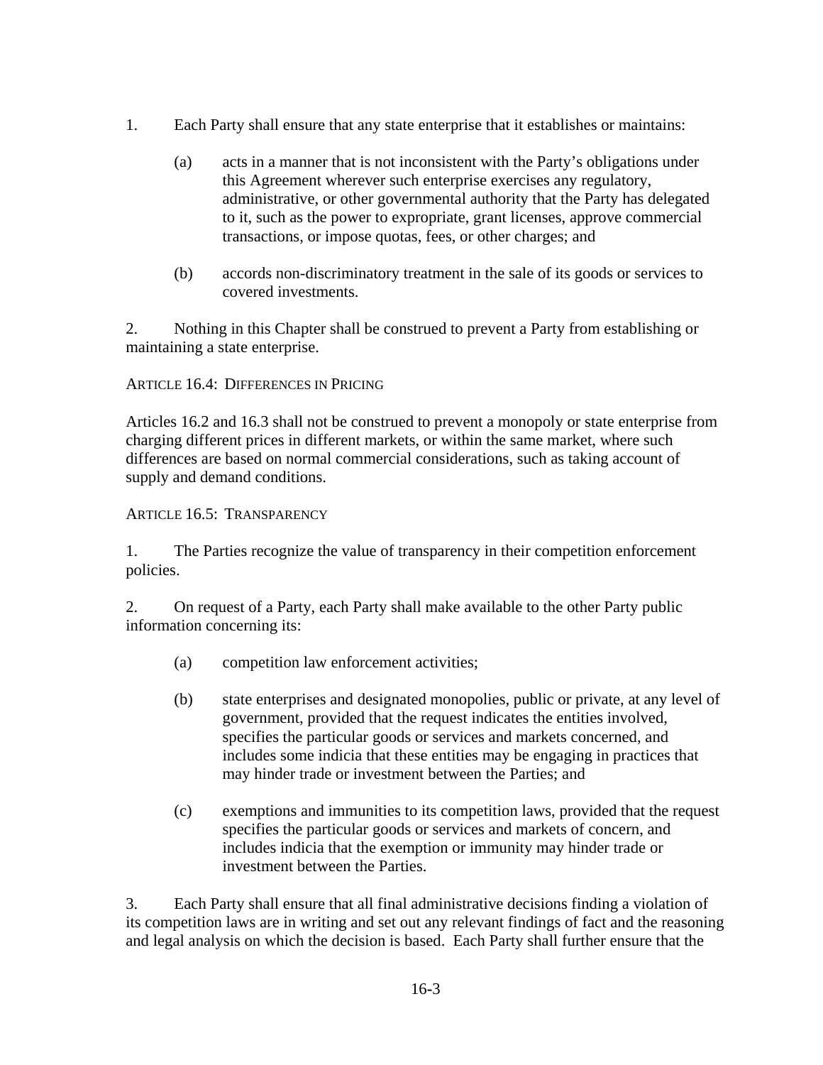1. Each Party shall ensure that any state enterprise that it establishes or maintains:

   (a) acts in a manner that is not inconsistent with the Party's obligations under this Agreement wherever such enterprise exercises any regulatory, administrative, or other governmental authority that the Party has delegated to it, such as the power to expropriate, grant licenses, approve commercial transactions, or impose quotas, fees, or other charges; and

   (b) accords non-discriminatory treatment in the sale of its goods or services to covered investments.

2. Nothing in this Chapter shall be construed to prevent a Party from establishing or maintaining a state enterprise.

### ARTICLE 16.4: DIFFERENCES IN PRICING

Articles 16.2 and 16.3 shall not be construed to prevent a monopoly or state enterprise from charging different prices in different markets, or within the same market, where such differences are based on normal commercial considerations, such as taking account of supply and demand conditions.

### ARTICLE 16.5: TRANSPARENCY

1. The Parties recognize the value of transparency in their competition enforcement policies.

2. On request of a Party, each Party shall make available to the other Party public information concerning its:

   (a) competition law enforcement activities;

   (b) state enterprises and designated monopolies, public or private, at any level of government, provided that the request indicates the entities involved, specifies the particular goods or services and markets concerned, and includes some indicia that these entities may be engaging in practices that may hinder trade or investment between the Parties; and

   (c) exemptions and immunities to its competition laws, provided that the request specifies the particular goods or services and markets of concern, and includes indicia that the exemption or immunity may hinder trade or investment between the Parties.

3. Each Party shall ensure that all final administrative decisions finding a violation of its competition laws are in writing and set out any relevant findings of fact and the reasoning and legal analysis on which the decision is based. Each Party shall further ensure that the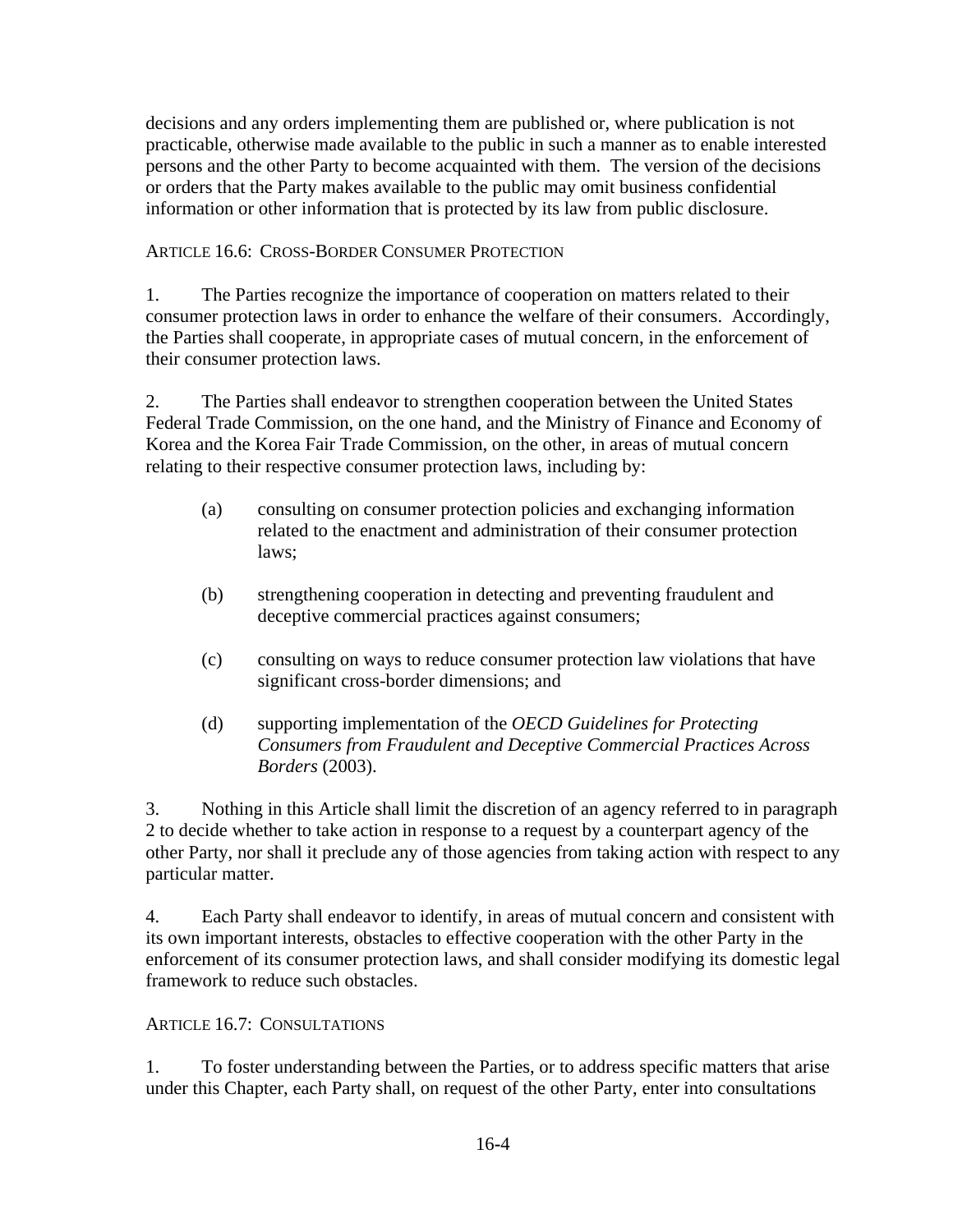decisions and any orders implementing them are published or, where publication is not practicable, otherwise made available to the public in such a manner as to enable interested persons and the other Party to become acquainted with them. The version of the decisions or orders that the Party makes available to the public may omit business confidential information or other information that is protected by its law from public disclosure.

### Article 16.6: Cross-Border Consumer Protection

1. The Parties recognize the importance of cooperation on matters related to their consumer protection laws in order to enhance the welfare of their consumers. Accordingly, the Parties shall cooperate, in appropriate cases of mutual concern, in the enforcement of their consumer protection laws.

2. The Parties shall endeavor to strengthen cooperation between the United States Federal Trade Commission, on the one hand, and the Ministry of Finance and Economy of Korea and the Korea Fair Trade Commission, on the other, in areas of mutual concern relating to their respective consumer protection laws, including by:

   (a) consulting on consumer protection policies and exchanging information related to the enactment and administration of their consumer protection laws;

   (b) strengthening cooperation in detecting and preventing fraudulent and deceptive commercial practices against consumers;

   (c) consulting on ways to reduce consumer protection law violations that have significant cross-border dimensions; and

   (d) supporting implementation of the *OECD Guidelines for Protecting Consumers from Fraudulent and Deceptive Commercial Practices Across Borders* (2003).

3. Nothing in this Article shall limit the discretion of an agency referred to in paragraph 2 to decide whether to take action in response to a request by a counterpart agency of the other Party, nor shall it preclude any of those agencies from taking action with respect to any particular matter.

4. Each Party shall endeavor to identify, in areas of mutual concern and consistent with its own important interests, obstacles to effective cooperation with the other Party in the enforcement of its consumer protection laws, and shall consider modifying its domestic legal framework to reduce such obstacles.

### Article 16.7: Consultations

1. To foster understanding between the Parties, or to address specific matters that arise under this Chapter, each Party shall, on request of the other Party, enter into consultations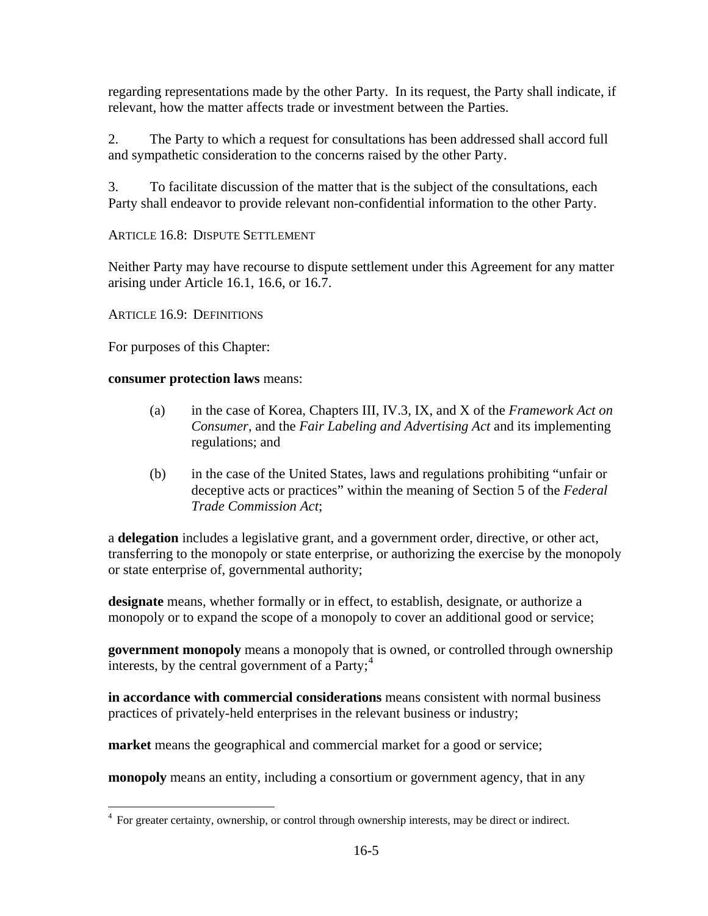regarding representations made by the other Party. In its request, the Party shall indicate, if relevant, how the matter affects trade or investment between the Parties.

2. The Party to which a request for consultations has been addressed shall accord full and sympathetic consideration to the concerns raised by the other Party.

3. To facilitate discussion of the matter that is the subject of the consultations, each Party shall endeavor to provide relevant non-confidential information to the other Party.

### ARTICLE 16.8: DISPUTE SETTLEMENT

Neither Party may have recourse to dispute settlement under this Agreement for any matter arising under Article 16.1, 16.6, or 16.7.

### ARTICLE 16.9: DEFINITIONS

For purposes of this Chapter:

**consumer protection laws** means:

(a) in the case of Korea, Chapters III, IV.3, IX, and X of the *Framework Act on Consumer*, and the *Fair Labeling and Advertising Act* and its implementing regulations; and

(b) in the case of the United States, laws and regulations prohibiting "unfair or deceptive acts or practices" within the meaning of Section 5 of the *Federal Trade Commission Act*;

a **delegation** includes a legislative grant, and a government order, directive, or other act, transferring to the monopoly or state enterprise, or authorizing the exercise by the monopoly or state enterprise of, governmental authority;

**designate** means, whether formally or in effect, to establish, designate, or authorize a monopoly or to expand the scope of a monopoly to cover an additional good or service;

**government monopoly** means a monopoly that is owned, or controlled through ownership interests, by the central government of a Party;[4]

**in accordance with commercial considerations** means consistent with normal business practices of privately-held enterprises in the relevant business or industry;

**market** means the geographical and commercial market for a good or service;

**monopoly** means an entity, including a consortium or government agency, that in any

---

[4] For greater certainty, ownership, or control through ownership interests, may be direct or indirect.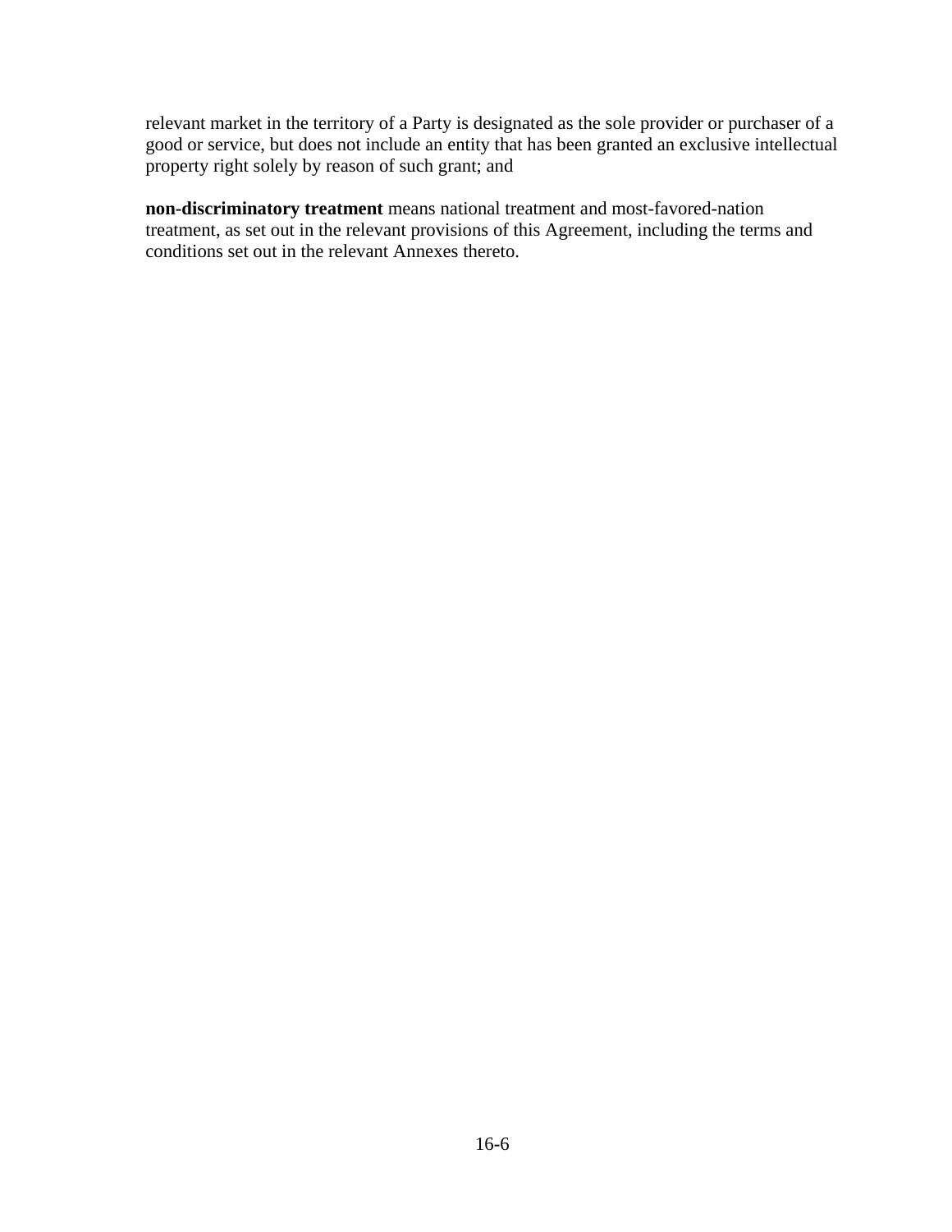relevant market in the territory of a Party is designated as the sole provider or purchaser of a good or service, but does not include an entity that has been granted an exclusive intellectual property right solely by reason of such grant; and

**non-discriminatory treatment** means national treatment and most-favored-nation treatment, as set out in the relevant provisions of this Agreement, including the terms and conditions set out in the relevant Annexes thereto.